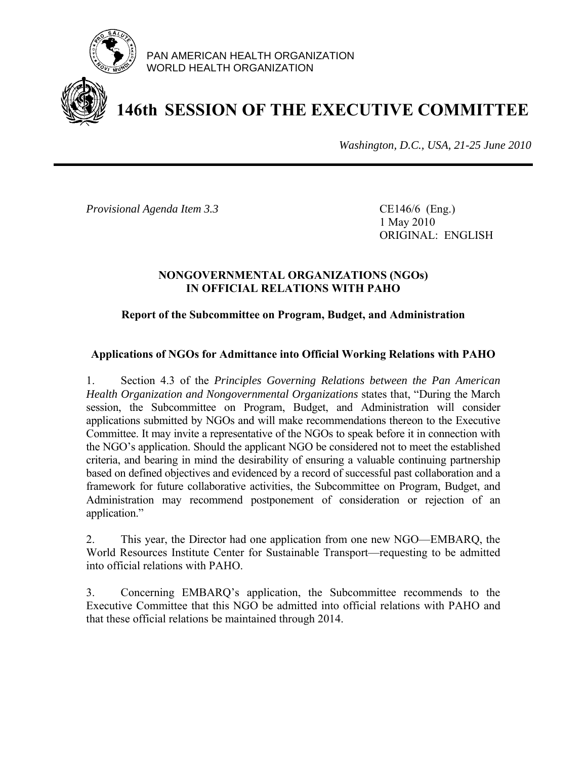PAN AMERICAN HEALTH ORGANIZATION
WORLD HEALTH ORGANIZATION

# 146th SESSION OF THE EXECUTIVE COMMITTEE

*Washington, D.C., USA, 21-25 June 2010*

*Provisional Agenda Item 3.3*

CE146/6 (Eng.)
1 May 2010
ORIGINAL: ENGLISH

## NONGOVERNMENTAL ORGANIZATIONS (NGOs) IN OFFICIAL RELATIONS WITH PAHO

### Report of the Subcommittee on Program, Budget, and Administration

### Applications of NGOs for Admittance into Official Working Relations with PAHO

1. Section 4.3 of the *Principles Governing Relations between the Pan American Health Organization and Nongovernmental Organizations* states that, "During the March session, the Subcommittee on Program, Budget, and Administration will consider applications submitted by NGOs and will make recommendations thereon to the Executive Committee. It may invite a representative of the NGOs to speak before it in connection with the NGO's application. Should the applicant NGO be considered not to meet the established criteria, and bearing in mind the desirability of ensuring a valuable continuing partnership based on defined objectives and evidenced by a record of successful past collaboration and a framework for future collaborative activities, the Subcommittee on Program, Budget, and Administration may recommend postponement of consideration or rejection of an application."

2. This year, the Director had one application from one new NGO—EMBARQ, the World Resources Institute Center for Sustainable Transport—requesting to be admitted into official relations with PAHO.

3. Concerning EMBARQ's application, the Subcommittee recommends to the Executive Committee that this NGO be admitted into official relations with PAHO and that these official relations be maintained through 2014.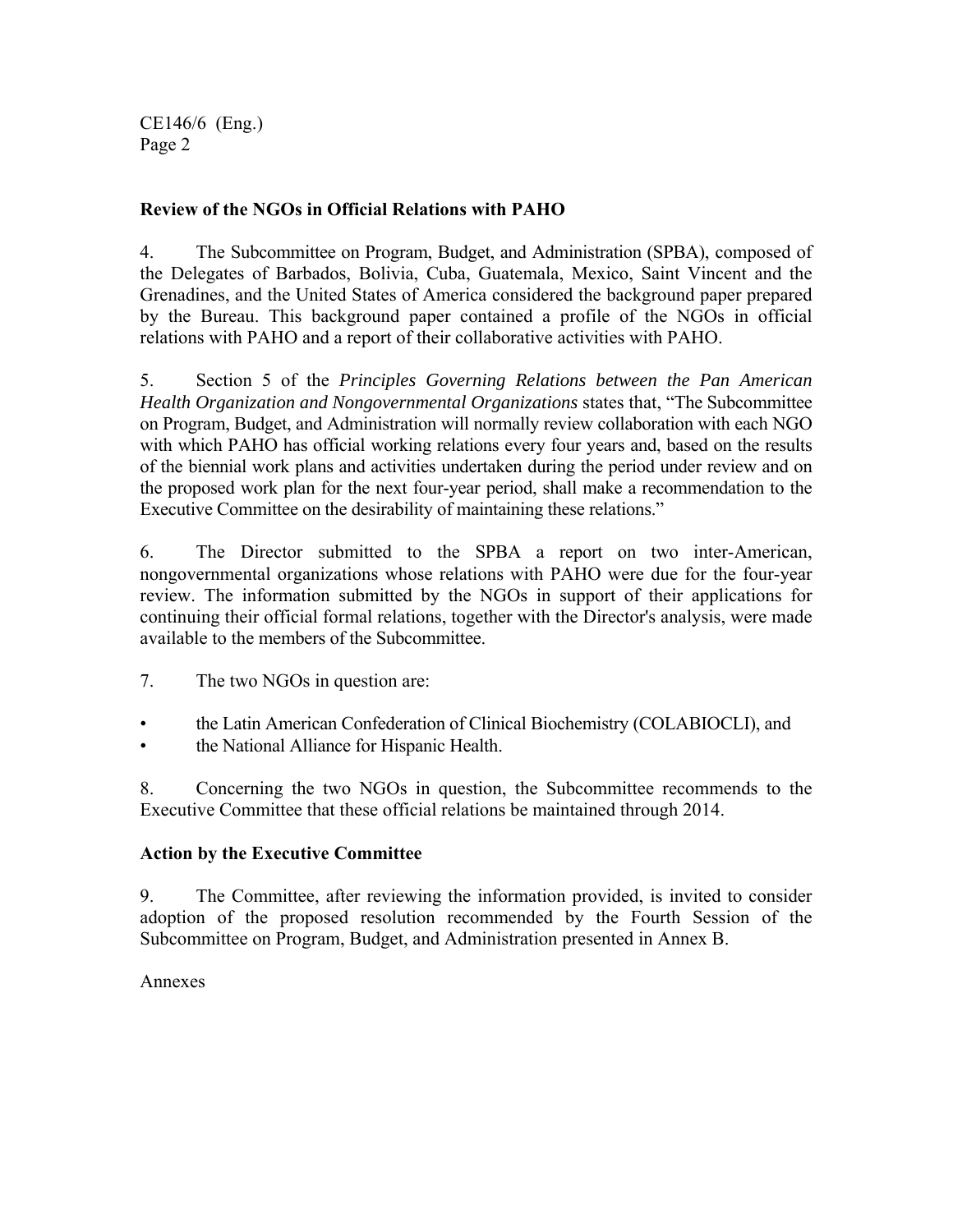**Review of the NGOs in Official Relations with PAHO**

4. The Subcommittee on Program, Budget, and Administration (SPBA), composed of the Delegates of Barbados, Bolivia, Cuba, Guatemala, Mexico, Saint Vincent and the Grenadines, and the United States of America considered the background paper prepared by the Bureau. This background paper contained a profile of the NGOs in official relations with PAHO and a report of their collaborative activities with PAHO.

5. Section 5 of the *Principles Governing Relations between the Pan American Health Organization and Nongovernmental Organizations* states that, "The Subcommittee on Program, Budget, and Administration will normally review collaboration with each NGO with which PAHO has official working relations every four years and, based on the results of the biennial work plans and activities undertaken during the period under review and on the proposed work plan for the next four-year period, shall make a recommendation to the Executive Committee on the desirability of maintaining these relations."

6. The Director submitted to the SPBA a report on two inter-American, nongovernmental organizations whose relations with PAHO were due for the four-year review. The information submitted by the NGOs in support of their applications for continuing their official formal relations, together with the Director's analysis, were made available to the members of the Subcommittee.

7. The two NGOs in question are:

- the Latin American Confederation of Clinical Biochemistry (COLABIOCLI), and
- the National Alliance for Hispanic Health.

8. Concerning the two NGOs in question, the Subcommittee recommends to the Executive Committee that these official relations be maintained through 2014.

**Action by the Executive Committee**

9. The Committee, after reviewing the information provided, is invited to consider adoption of the proposed resolution recommended by the Fourth Session of the Subcommittee on Program, Budget, and Administration presented in Annex B.

Annexes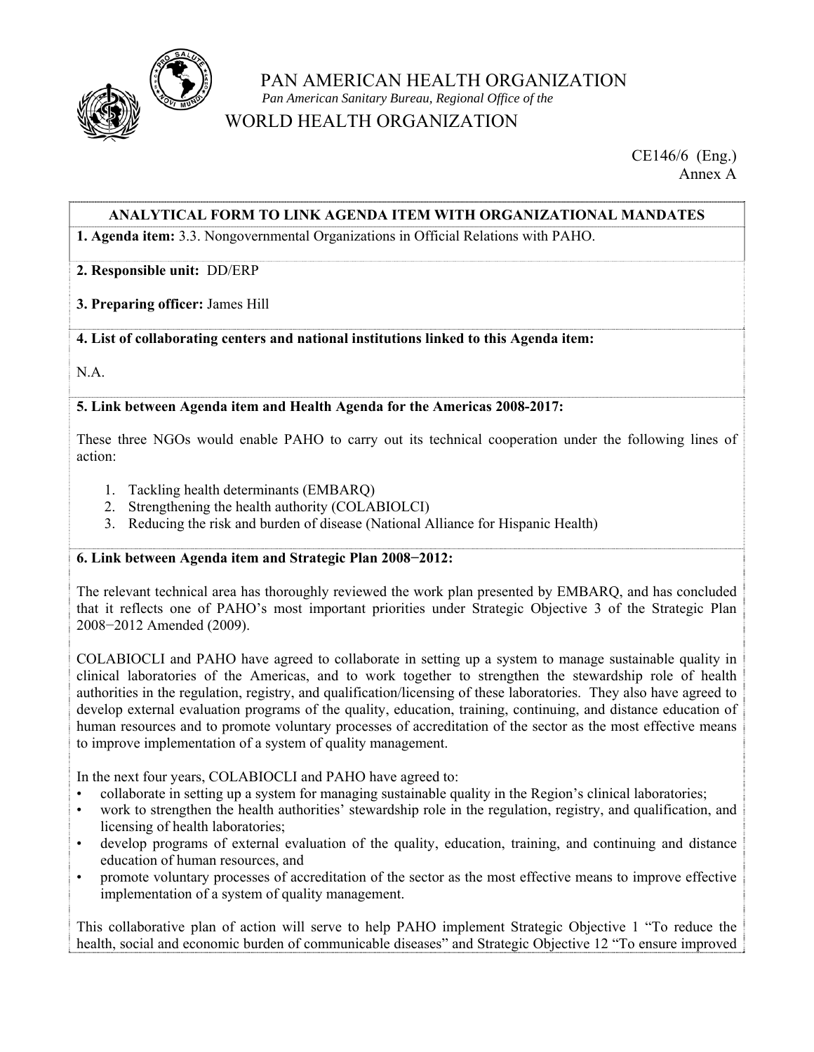PAN AMERICAN HEALTH ORGANIZATION

*Pan American Sanitary Bureau, Regional Office of the*

WORLD HEALTH ORGANIZATION

CE146/6 (Eng.)
Annex A

**ANALYTICAL FORM TO LINK AGENDA ITEM WITH ORGANIZATIONAL MANDATES**

**1. Agenda item:** 3.3. Nongovernmental Organizations in Official Relations with PAHO.

**2. Responsible unit:** DD/ERP

**3. Preparing officer:** James Hill

**4. List of collaborating centers and national institutions linked to this Agenda item:**

N.A.

**5. Link between Agenda item and Health Agenda for the Americas 2008-2017:**

These three NGOs would enable PAHO to carry out its technical cooperation under the following lines of action:

1. Tackling health determinants (EMBARQ)
2. Strengthening the health authority (COLABIOLCI)
3. Reducing the risk and burden of disease (National Alliance for Hispanic Health)

**6. Link between Agenda item and Strategic Plan 2008−2012:**

The relevant technical area has thoroughly reviewed the work plan presented by EMBARQ, and has concluded that it reflects one of PAHO's most important priorities under Strategic Objective 3 of the Strategic Plan 2008−2012 Amended (2009).

COLABIOCLI and PAHO have agreed to collaborate in setting up a system to manage sustainable quality in clinical laboratories of the Americas, and to work together to strengthen the stewardship role of health authorities in the regulation, registry, and qualification/licensing of these laboratories. They also have agreed to develop external evaluation programs of the quality, education, training, continuing, and distance education of human resources and to promote voluntary processes of accreditation of the sector as the most effective means to improve implementation of a system of quality management.

In the next four years, COLABIOCLI and PAHO have agreed to:

- collaborate in setting up a system for managing sustainable quality in the Region's clinical laboratories;
- work to strengthen the health authorities' stewardship role in the regulation, registry, and qualification, and licensing of health laboratories;
- develop programs of external evaluation of the quality, education, training, and continuing and distance education of human resources, and
- promote voluntary processes of accreditation of the sector as the most effective means to improve effective implementation of a system of quality management.

This collaborative plan of action will serve to help PAHO implement Strategic Objective 1 "To reduce the health, social and economic burden of communicable diseases" and Strategic Objective 12 "To ensure improved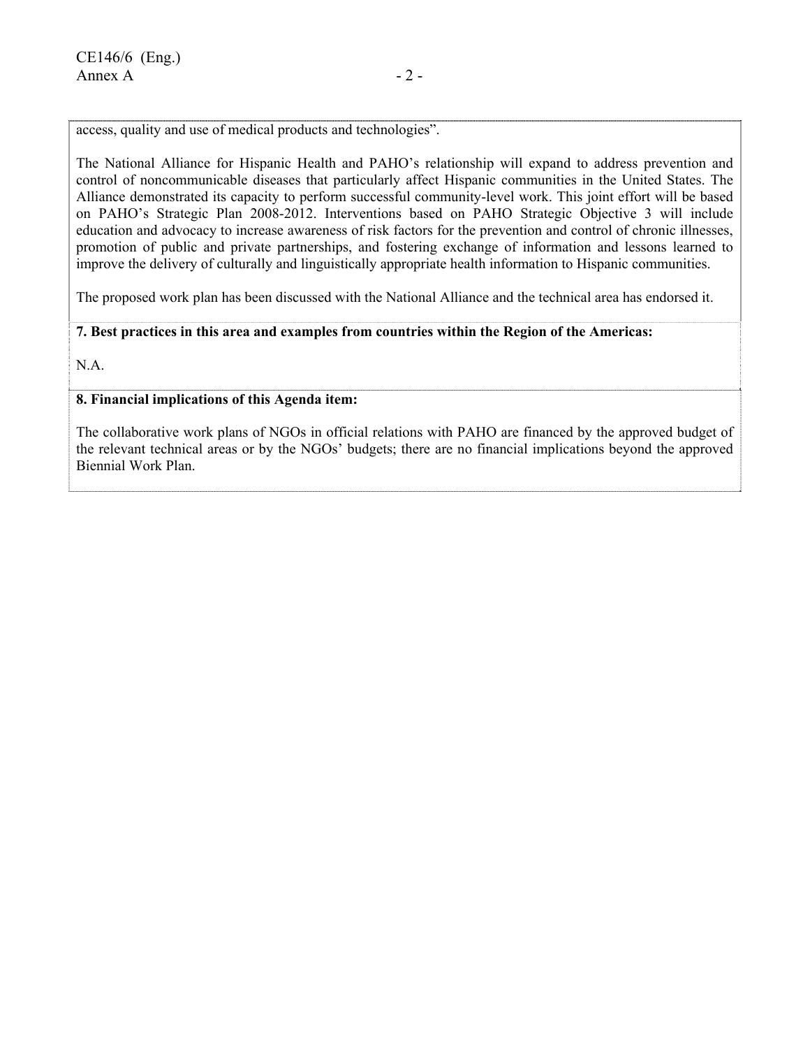access, quality and use of medical products and technologies".

The National Alliance for Hispanic Health and PAHO's relationship will expand to address prevention and control of noncommunicable diseases that particularly affect Hispanic communities in the United States. The Alliance demonstrated its capacity to perform successful community-level work. This joint effort will be based on PAHO's Strategic Plan 2008-2012. Interventions based on PAHO Strategic Objective 3 will include education and advocacy to increase awareness of risk factors for the prevention and control of chronic illnesses, promotion of public and private partnerships, and fostering exchange of information and lessons learned to improve the delivery of culturally and linguistically appropriate health information to Hispanic communities.

The proposed work plan has been discussed with the National Alliance and the technical area has endorsed it.

**7. Best practices in this area and examples from countries within the Region of the Americas:**

N.A.

**8. Financial implications of this Agenda item:**

The collaborative work plans of NGOs in official relations with PAHO are financed by the approved budget of the relevant technical areas or by the NGOs' budgets; there are no financial implications beyond the approved Biennial Work Plan.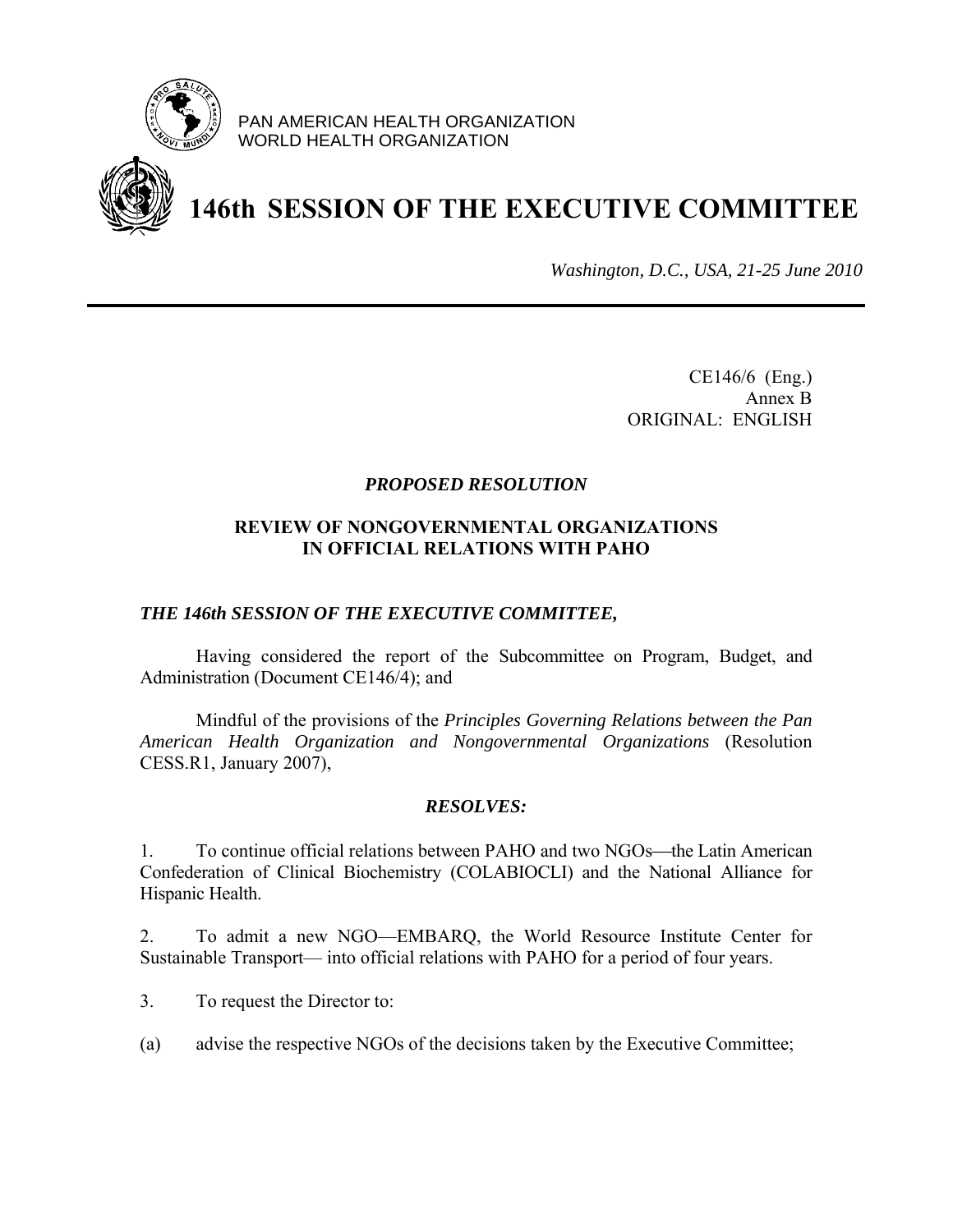PAN AMERICAN HEALTH ORGANIZATION
WORLD HEALTH ORGANIZATION

# 146th SESSION OF THE EXECUTIVE COMMITTEE

*Washington, D.C., USA, 21-25 June 2010*

CE146/6 (Eng.)
Annex B
ORIGINAL: ENGLISH

### *PROPOSED RESOLUTION*

### REVIEW OF NONGOVERNMENTAL ORGANIZATIONS IN OFFICIAL RELATIONS WITH PAHO

***THE 146th SESSION OF THE EXECUTIVE COMMITTEE,***

Having considered the report of the Subcommittee on Program, Budget, and Administration (Document CE146/4); and

Mindful of the provisions of the *Principles Governing Relations between the Pan American Health Organization and Nongovernmental Organizations* (Resolution CESS.R1, January 2007),

***RESOLVES:***

1. To continue official relations between PAHO and two NGOs—the Latin American Confederation of Clinical Biochemistry (COLABIOCLI) and the National Alliance for Hispanic Health.

2. To admit a new NGO—EMBARQ, the World Resource Institute Center for Sustainable Transport— into official relations with PAHO for a period of four years.

3. To request the Director to:

(a) advise the respective NGOs of the decisions taken by the Executive Committee;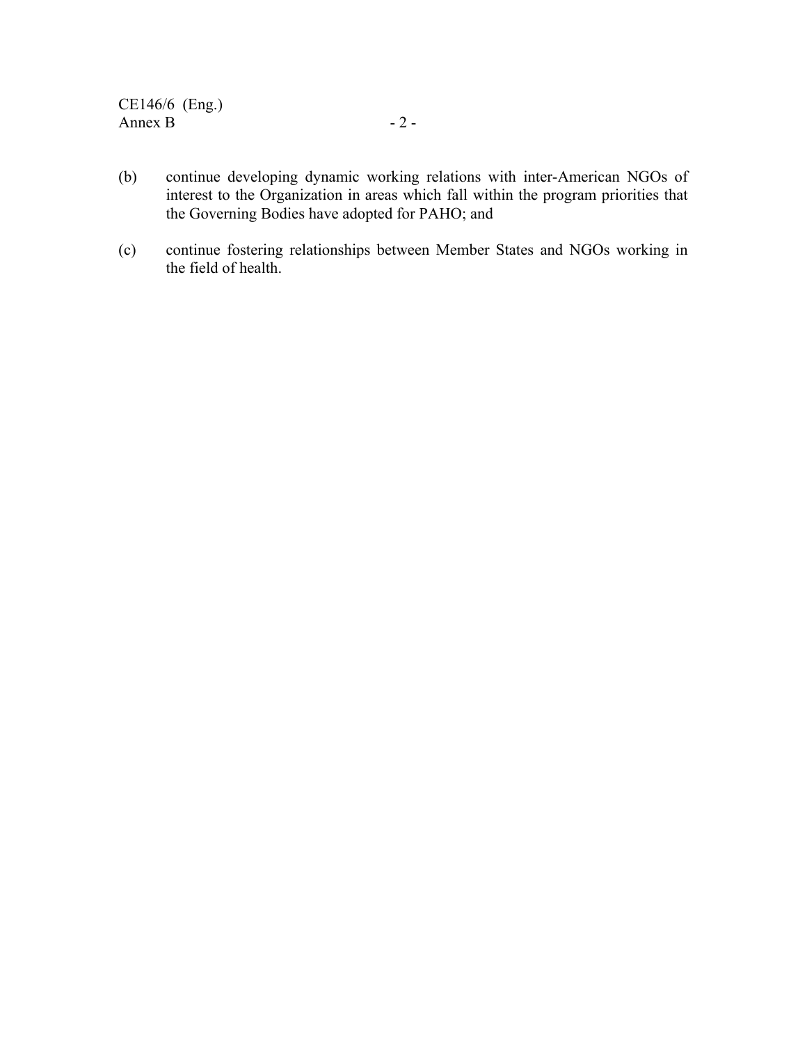(b) continue developing dynamic working relations with inter-American NGOs of interest to the Organization in areas which fall within the program priorities that the Governing Bodies have adopted for PAHO; and

(c) continue fostering relationships between Member States and NGOs working in the field of health.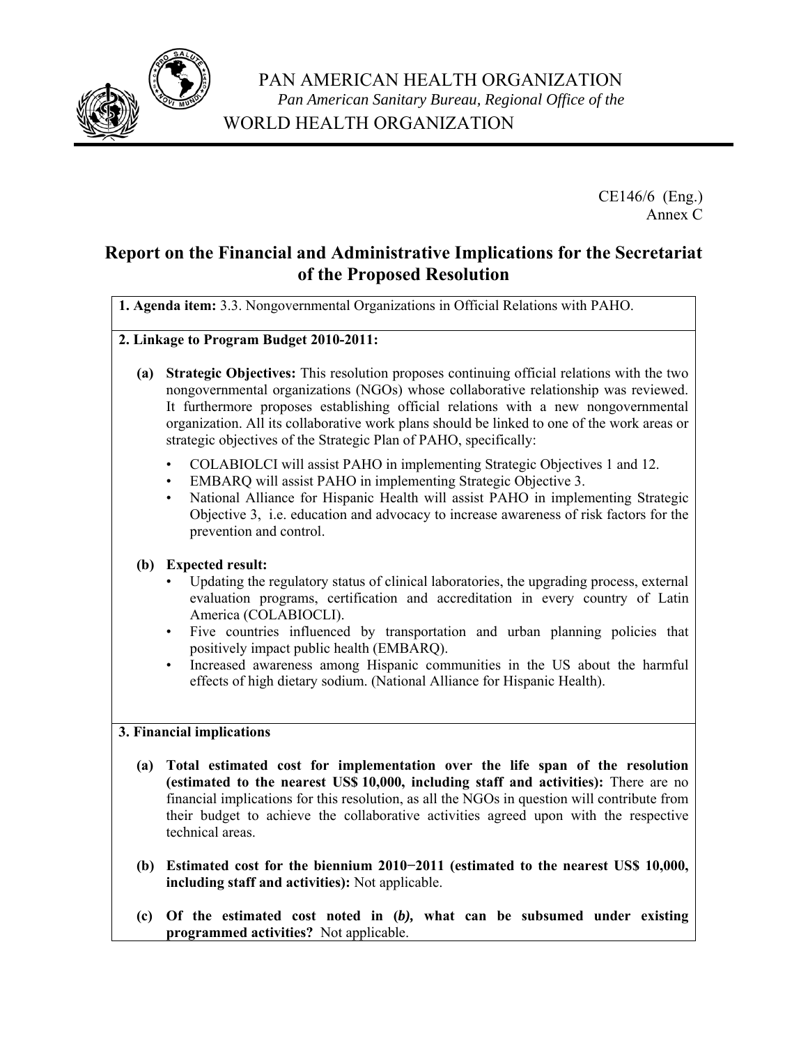PAN AMERICAN HEALTH ORGANIZATION
*Pan American Sanitary Bureau, Regional Office of the*
WORLD HEALTH ORGANIZATION

CE146/6 (Eng.)
Annex C

# Report on the Financial and Administrative Implications for the Secretariat of the Proposed Resolution

**1. Agenda item:** 3.3. Nongovernmental Organizations in Official Relations with PAHO.

**2. Linkage to Program Budget 2010-2011:**

**(a) Strategic Objectives:** This resolution proposes continuing official relations with the two nongovernmental organizations (NGOs) whose collaborative relationship was reviewed. It furthermore proposes establishing official relations with a new nongovernmental organization. All its collaborative work plans should be linked to one of the work areas or strategic objectives of the Strategic Plan of PAHO, specifically:

- COLABIOLCI will assist PAHO in implementing Strategic Objectives 1 and 12.
- EMBARQ will assist PAHO in implementing Strategic Objective 3.
- National Alliance for Hispanic Health will assist PAHO in implementing Strategic Objective 3, i.e. education and advocacy to increase awareness of risk factors for the prevention and control.

**(b) Expected result:**

- Updating the regulatory status of clinical laboratories, the upgrading process, external evaluation programs, certification and accreditation in every country of Latin America (COLABIOCLI).
- Five countries influenced by transportation and urban planning policies that positively impact public health (EMBARQ).
- Increased awareness among Hispanic communities in the US about the harmful effects of high dietary sodium. (National Alliance for Hispanic Health).

**3. Financial implications**

**(a) Total estimated cost for implementation over the life span of the resolution (estimated to the nearest US$ 10,000, including staff and activities):** There are no financial implications for this resolution, as all the NGOs in question will contribute from their budget to achieve the collaborative activities agreed upon with the respective technical areas.

**(b) Estimated cost for the biennium 2010−2011 (estimated to the nearest US$ 10,000, including staff and activities):** Not applicable.

**(c) Of the estimated cost noted in (*b*), what can be subsumed under existing programmed activities?** Not applicable.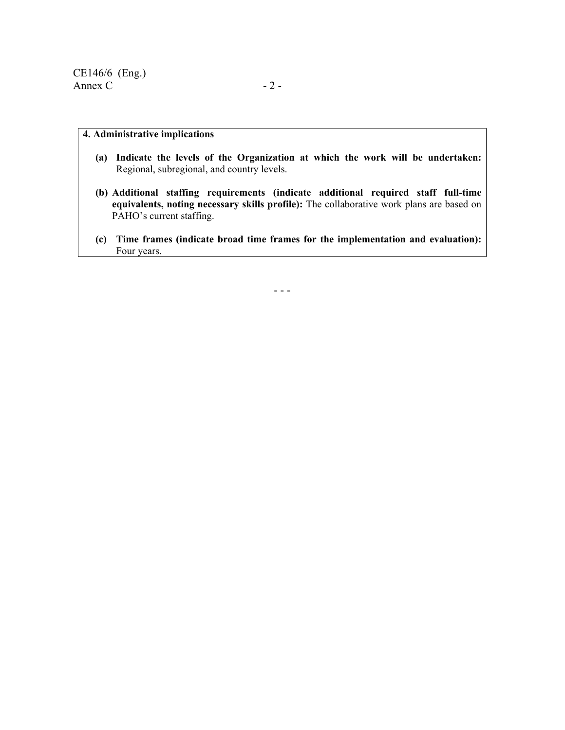**4. Administrative implications**

**(a) Indicate the levels of the Organization at which the work will be undertaken:** Regional, subregional, and country levels.

**(b) Additional staffing requirements (indicate additional required staff full-time equivalents, noting necessary skills profile):** The collaborative work plans are based on PAHO's current staffing.

**(c) Time frames (indicate broad time frames for the implementation and evaluation):** Four years.

- - -